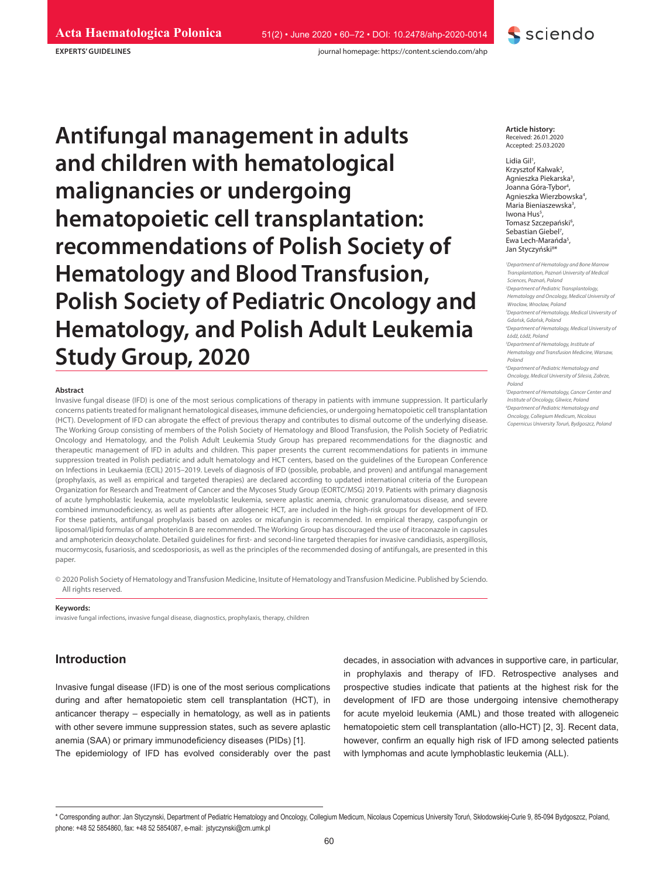EXPERTS' GUIDELINES

# Antifungal management in adults and children with hematological malignancies or undergoing hematopoietic cell transplantation: recommendations of Polish Society of Hematology and Blood Transfusion, Polish Society of Pediatric Oncology and Hematology, and Polish Adult Leukemia Study Group, 2020

**Article history:**
Received: 26.01.2020
Accepted: 25.03.2020

Lidia Gil[1], Krzysztof Kałwak[2], Agnieszka Piekarska[3], Joanna Góra-Tybor[4], Agnieszka Wierzbowska[4], Maria Bieniaszewska[3], Iwona Hus[5], Tomasz Szczepański[6], Sebastian Giebel[7], Ewa Lech-Marańda[5], Jan Styczyński[8]*

[1]*Department of Hematology and Bone Marrow Transplantation, Poznań University of Medical Sciences, Poznań, Poland*
[2]*Department of Pediatric Transplantology, Hematology and Oncology, Medical University of Wrocław, Wrocław, Poland*
[3]*Department of Hematology, Medical University of Gdańsk, Gdańsk, Poland*
[4]*Department of Hematology, Medical University of Łódź, Łódź, Poland*
[5]*Department of Hematology, Institute of Hematology and Transfusion Medicine, Warsaw, Poland*
[6]*Department of Pediatric Hematology and Oncology, Medical University of Silesia, Zabrze, Poland*
[7]*Department of Hematology, Cancer Center and Institute of Oncology, Gliwice, Poland*
[8]*Department of Pediatric Hematology and Oncology, Collegium Medicum, Nicolaus Copernicus University Toruń, Bydgoszcz, Poland*

## Abstract

Invasive fungal disease (IFD) is one of the most serious complications of therapy in patients with immune suppression. It particularly concerns patients treated for malignant hematological diseases, immune deficiencies, or undergoing hematopoietic cell transplantation (HCT). Development of IFD can abrogate the effect of previous therapy and contributes to dismal outcome of the underlying disease. The Working Group consisting of members of the Polish Society of Hematology and Blood Transfusion, the Polish Society of Pediatric Oncology and Hematology, and the Polish Adult Leukemia Study Group has prepared recommendations for the diagnostic and therapeutic management of IFD in adults and children. This paper presents the current recommendations for patients in immune suppression treated in Polish pediatric and adult hematology and HCT centers, based on the guidelines of the European Conference on Infections in Leukaemia (ECIL) 2015–2019. Levels of diagnosis of IFD (possible, probable, and proven) and antifungal management (prophylaxis, as well as empirical and targeted therapies) are declared according to updated international criteria of the European Organization for Research and Treatment of Cancer and the Mycoses Study Group (EORTC/MSG) 2019. Patients with primary diagnosis of acute lymphoblastic leukemia, acute myeloblastic leukemia, severe aplastic anemia, chronic granulomatous disease, and severe combined immunodeficiency, as well as patients after allogeneic HCT, are included in the high-risk groups for development of IFD. For these patients, antifungal prophylaxis based on azoles or micafungin is recommended. In empirical therapy, caspofungin or liposomal/lipid formulas of amphotericin B are recommended. The Working Group has discouraged the use of itraconazole in capsules and amphotericin deoxycholate. Detailed guidelines for first- and second-line targeted therapies for invasive candidiasis, aspergillosis, mucormycosis, fusariosis, and scedosporiosis, as well as the principles of the recommended dosing of antifungals, are presented in this paper.

© 2020 Polish Society of Hematology and Transfusion Medicine, Insitute of Hematology and Transfusion Medicine. Published by Sciendo. All rights reserved.

**Keywords:**
invasive fungal infections, invasive fungal disease, diagnostics, prophylaxis, therapy, children

## Introduction

Invasive fungal disease (IFD) is one of the most serious complications during and after hematopoietic stem cell transplantation (HCT), in anticancer therapy – especially in hematology, as well as in patients with other severe immune suppression states, such as severe aplastic anemia (SAA) or primary immunodeficiency diseases (PIDs) [1].

The epidemiology of IFD has evolved considerably over the past decades, in association with advances in supportive care, in particular, in prophylaxis and therapy of IFD. Retrospective analyses and prospective studies indicate that patients at the highest risk for the development of IFD are those undergoing intensive chemotherapy for acute myeloid leukemia (AML) and those treated with allogeneic hematopoietic stem cell transplantation (allo-HCT) [2, 3]. Recent data, however, confirm an equally high risk of IFD among selected patients with lymphomas and acute lymphoblastic leukemia (ALL).

* Corresponding author: Jan Styczynski, Department of Pediatric Hematology and Oncology, Collegium Medicum, Nicolaus Copernicus University Toruń, Skłodowskiej-Curie 9, 85-094 Bydgoszcz, Poland, phone: +48 52 5854860, fax: +48 52 5854087, e-mail: jstyczynski@cm.umk.pl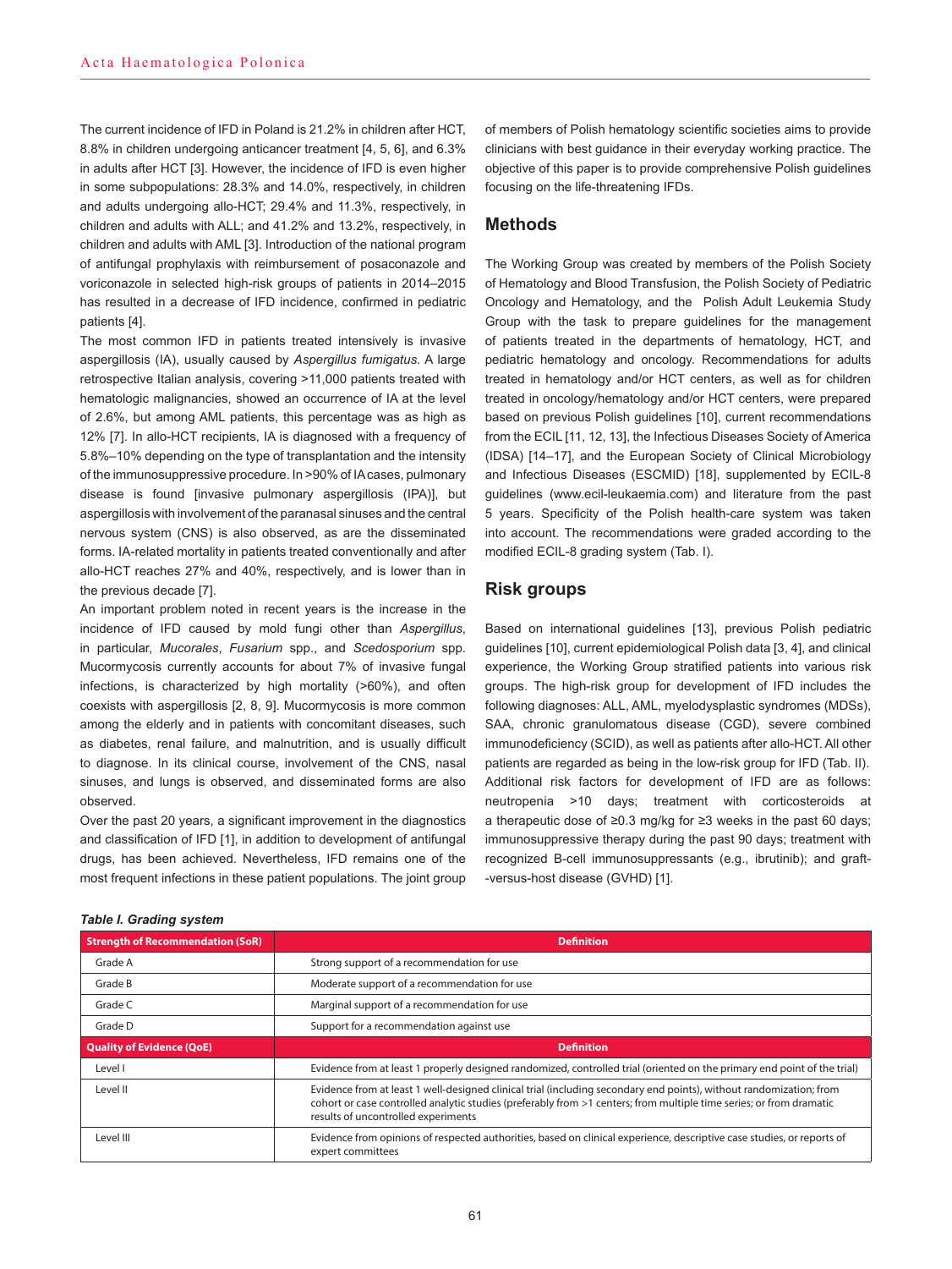The current incidence of IFD in Poland is 21.2% in children after HCT, 8.8% in children undergoing anticancer treatment [4, 5, 6], and 6.3% in adults after HCT [3]. However, the incidence of IFD is even higher in some subpopulations: 28.3% and 14.0%, respectively, in children and adults undergoing allo-HCT; 29.4% and 11.3%, respectively, in children and adults with ALL; and 41.2% and 13.2%, respectively, in children and adults with AML [3]. Introduction of the national program of antifungal prophylaxis with reimbursement of posaconazole and voriconazole in selected high-risk groups of patients in 2014–2015 has resulted in a decrease of IFD incidence, confirmed in pediatric patients [4].

The most common IFD in patients treated intensively is invasive aspergillosis (IA), usually caused by *Aspergillus fumigatus*. A large retrospective Italian analysis, covering >11,000 patients treated with hematologic malignancies, showed an occurrence of IA at the level of 2.6%, but among AML patients, this percentage was as high as 12% [7]. In allo-HCT recipients, IA is diagnosed with a frequency of 5.8%–10% depending on the type of transplantation and the intensity of the immunosuppressive procedure. In >90% of IA cases, pulmonary disease is found [invasive pulmonary aspergillosis (IPA)], but aspergillosis with involvement of the paranasal sinuses and the central nervous system (CNS) is also observed, as are the disseminated forms. IA-related mortality in patients treated conventionally and after allo-HCT reaches 27% and 40%, respectively, and is lower than in the previous decade [7].

An important problem noted in recent years is the increase in the incidence of IFD caused by mold fungi other than *Aspergillus*, in particular, *Mucorales*, *Fusarium* spp., and *Scedosporium* spp. Mucormycosis currently accounts for about 7% of invasive fungal infections, is characterized by high mortality (>60%), and often coexists with aspergillosis [2, 8, 9]. Mucormycosis is more common among the elderly and in patients with concomitant diseases, such as diabetes, renal failure, and malnutrition, and is usually difficult to diagnose. In its clinical course, involvement of the CNS, nasal sinuses, and lungs is observed, and disseminated forms are also observed.

Over the past 20 years, a significant improvement in the diagnostics and classification of IFD [1], in addition to development of antifungal drugs, has been achieved. Nevertheless, IFD remains one of the most frequent infections in these patient populations. The joint group of members of Polish hematology scientific societies aims to provide clinicians with best guidance in their everyday working practice. The objective of this paper is to provide comprehensive Polish guidelines focusing on the life-threatening IFDs.

## Methods

The Working Group was created by members of the Polish Society of Hematology and Blood Transfusion, the Polish Society of Pediatric Oncology and Hematology, and the Polish Adult Leukemia Study Group with the task to prepare guidelines for the management of patients treated in the departments of hematology, HCT, and pediatric hematology and oncology. Recommendations for adults treated in hematology and/or HCT centers, as well as for children treated in oncology/hematology and/or HCT centers, were prepared based on previous Polish guidelines [10], current recommendations from the ECIL [11, 12, 13], the Infectious Diseases Society of America (IDSA) [14–17], and the European Society of Clinical Microbiology and Infectious Diseases (ESCMID) [18], supplemented by ECIL-8 guidelines (www.ecil-leukaemia.com) and literature from the past 5 years. Specificity of the Polish health-care system was taken into account. The recommendations were graded according to the modified ECIL-8 grading system (Tab. I).

## Risk groups

Based on international guidelines [13], previous Polish pediatric guidelines [10], current epidemiological Polish data [3, 4], and clinical experience, the Working Group stratified patients into various risk groups. The high-risk group for development of IFD includes the following diagnoses: ALL, AML, myelodysplastic syndromes (MDSs), SAA, chronic granulomatous disease (CGD), severe combined immunodeficiency (SCID), as well as patients after allo-HCT. All other patients are regarded as being in the low-risk group for IFD (Tab. II). Additional risk factors for development of IFD are as follows: neutropenia >10 days; treatment with corticosteroids at a therapeutic dose of ≥0.3 mg/kg for ≥3 weeks in the past 60 days; immunosuppressive therapy during the past 90 days; treatment with recognized B-cell immunosuppressants (e.g., ibrutinib); and graft-versus-host disease (GVHD) [1].

***Table I. Grading system***

| Strength of Recommendation (SoR) | Definition |
|---|---|
| Grade A | Strong support of a recommendation for use |
| Grade B | Moderate support of a recommendation for use |
| Grade C | Marginal support of a recommendation for use |
| Grade D | Support for a recommendation against use |
| **Quality of Evidence (QoE)** | **Definition** |
| Level I | Evidence from at least 1 properly designed randomized, controlled trial (oriented on the primary end point of the trial) |
| Level II | Evidence from at least 1 well-designed clinical trial (including secondary end points), without randomization; from cohort or case controlled analytic studies (preferably from >1 centers; from multiple time series; or from dramatic results of uncontrolled experiments |
| Level III | Evidence from opinions of respected authorities, based on clinical experience, descriptive case studies, or reports of expert committees |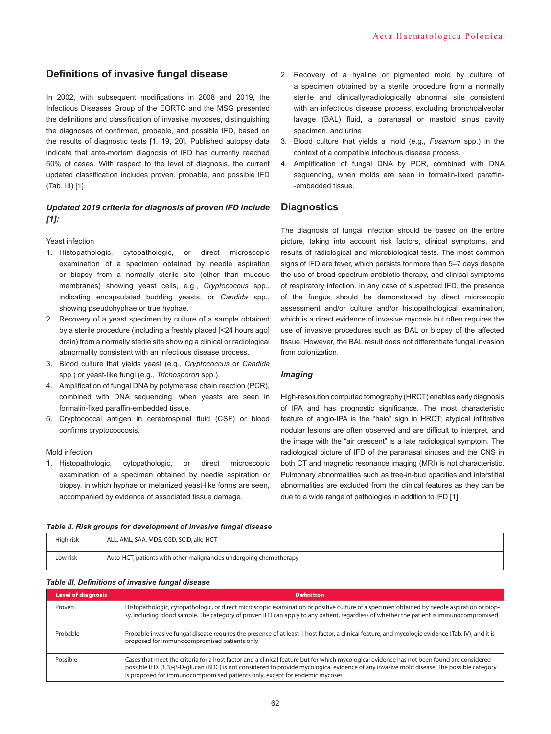## Definitions of invasive fungal disease

In 2002, with subsequent modifications in 2008 and 2019, the Infectious Diseases Group of the EORTC and the MSG presented the definitions and classification of invasive mycoses, distinguishing the diagnoses of confirmed, probable, and possible IFD, based on the results of diagnostic tests [1, 19, 20]. Published autopsy data indicate that ante-mortem diagnosis of IFD has currently reached 50% of cases. With respect to the level of diagnosis, the current updated classification includes proven, probable, and possible IFD (Tab. III) [1].

### *Updated 2019 criteria for diagnosis of proven IFD include [1]:*

Yeast infection

1. Histopathologic, cytopathologic, or direct microscopic examination of a specimen obtained by needle aspiration or biopsy from a normally sterile site (other than mucous membranes) showing yeast cells, e.g., *Cryptococcus* spp., indicating encapsulated budding yeasts, or *Candida* spp., showing pseudohyphae or true hyphae.
2. Recovery of a yeast specimen by culture of a sample obtained by a sterile procedure (including a freshly placed [<24 hours ago] drain) from a normally sterile site showing a clinical or radiological abnormality consistent with an infectious disease process.
3. Blood culture that yields yeast (e.g., *Cryptococcus* or *Candida* spp.) or yeast-like fungi (e.g., *Trichosporon* spp.).
4. Amplification of fungal DNA by polymerase chain reaction (PCR), combined with DNA sequencing, when yeasts are seen in formalin-fixed paraffin-embedded tissue.
5. Cryptococcal antigen in cerebrospinal fluid (CSF) or blood confirms cryptococcosis.

Mold infection

1. Histopathologic, cytopathologic, or direct microscopic examination of a specimen obtained by needle aspiration or biopsy, in which hyphae or melanized yeast-like forms are seen, accompanied by evidence of associated tissue damage.
2. Recovery of a hyaline or pigmented mold by culture of a specimen obtained by a sterile procedure from a normally sterile and clinically/radiologically abnormal site consistent with an infectious disease process, excluding bronchoalveolar lavage (BAL) fluid, a paranasal or mastoid sinus cavity specimen, and urine.
3. Blood culture that yields a mold (e.g., *Fusarium* spp.) in the context of a compatible infectious disease process.
4. Amplification of fungal DNA by PCR, combined with DNA sequencing, when molds are seen in formalin-fixed paraffin-embedded tissue.

## Diagnostics

The diagnosis of fungal infection should be based on the entire picture, taking into account risk factors, clinical symptoms, and results of radiological and microbiological tests. The most common signs of IFD are fever, which persists for more than 5–7 days despite the use of broad-spectrum antibiotic therapy, and clinical symptoms of respiratory infection. In any case of suspected IFD, the presence of the fungus should be demonstrated by direct microscopic assessment and/or culture and/or histopathological examination, which is a direct evidence of invasive mycosis but often requires the use of invasive procedures such as BAL or biopsy of the affected tissue. However, the BAL result does not differentiate fungal invasion from colonization.

### *Imaging*

High-resolution computed tomography (HRCT) enables early diagnosis of IPA and has prognostic significance. The most characteristic feature of angio-IPA is the "halo" sign in HRCT; atypical infiltrative nodular lesions are often observed and are difficult to interpret, and the image with the "air crescent" is a late radiological symptom. The radiological picture of IFD of the paranasal sinuses and the CNS in both CT and magnetic resonance imaging (MRI) is not characteristic. Pulmonary abnormalities such as tree-in-bud opacities and interstitial abnormalities are excluded from the clinical features as they can be due to a wide range of pathologies in addition to IFD [1].

*Table II. Risk groups for development of invasive fungal disease*

| | |
|---|---|
| High risk | ALL, AML, SAA, MDS, CGD, SCID, allo-HCT |
| Low risk | Auto-HCT, patients with other malignancies undergoing chemotherapy |

*Table III. Definitions of invasive fungal disease*

| Level of diagnosis | Definition |
|---|---|
| Proven | Histopathologic, cytopathologic, or direct microscopic examination or positive culture of a specimen obtained by needle aspiration or biopsy, including blood sample. The category of proven IFD can apply to any patient, regardless of whether the patient is immunocompromised |
| Probable | Probable invasive fungal disease requires the presence of at least 1 host factor, a clinical feature, and mycologic evidence (Tab. IV), and it is proposed for immunocompromised patients only |
| Possible | Cases that meet the criteria for a host factor and a clinical feature but for which mycological evidence has not been found are considered possible IFD. (1,3)-β-D-glucan (BDG) is not considered to provide mycological evidence of any invasive mold disease. The possible category is proposed for immunocompromised patients only, except for endemic mycoses |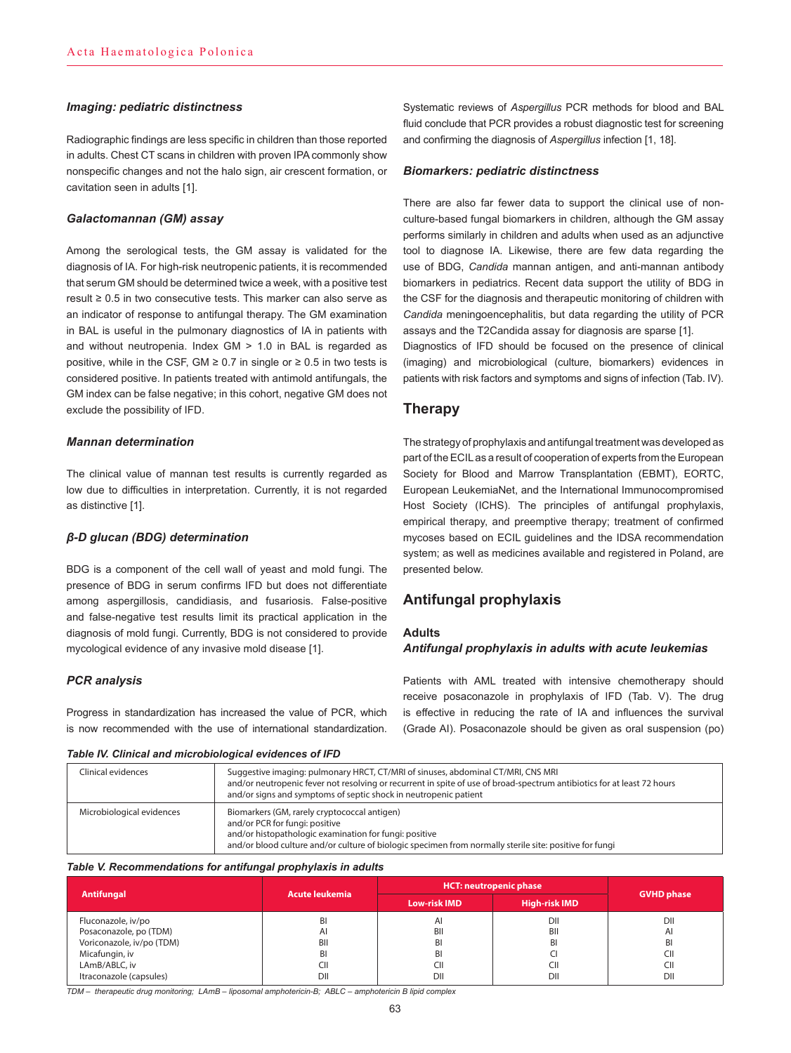#### *Imaging: pediatric distinctness*

Radiographic findings are less specific in children than those reported in adults. Chest CT scans in children with proven IPA commonly show nonspecific changes and not the halo sign, air crescent formation, or cavitation seen in adults [1].

#### *Galactomannan (GM) assay*

Among the serological tests, the GM assay is validated for the diagnosis of IA. For high-risk neutropenic patients, it is recommended that serum GM should be determined twice a week, with a positive test result ≥ 0.5 in two consecutive tests. This marker can also serve as an indicator of response to antifungal therapy. The GM examination in BAL is useful in the pulmonary diagnostics of IA in patients with and without neutropenia. Index GM > 1.0 in BAL is regarded as positive, while in the CSF, GM ≥ 0.7 in single or ≥ 0.5 in two tests is considered positive. In patients treated with antimold antifungals, the GM index can be false negative; in this cohort, negative GM does not exclude the possibility of IFD.

#### *Mannan determination*

The clinical value of mannan test results is currently regarded as low due to difficulties in interpretation. Currently, it is not regarded as distinctive [1].

#### *β-D glucan (BDG) determination*

BDG is a component of the cell wall of yeast and mold fungi. The presence of BDG in serum confirms IFD but does not differentiate among aspergillosis, candidiasis, and fusariosis. False-positive and false-negative test results limit its practical application in the diagnosis of mold fungi. Currently, BDG is not considered to provide mycological evidence of any invasive mold disease [1].

#### *PCR analysis*

Progress in standardization has increased the value of PCR, which is now recommended with the use of international standardization. Systematic reviews of *Aspergillus* PCR methods for blood and BAL fluid conclude that PCR provides a robust diagnostic test for screening and confirming the diagnosis of *Aspergillus* infection [1, 18].

#### *Biomarkers: pediatric distinctness*

There are also far fewer data to support the clinical use of non-culture-based fungal biomarkers in children, although the GM assay performs similarly in children and adults when used as an adjunctive tool to diagnose IA. Likewise, there are few data regarding the use of BDG, *Candida* mannan antigen, and anti-mannan antibody biomarkers in pediatrics. Recent data support the utility of BDG in the CSF for the diagnosis and therapeutic monitoring of children with *Candida* meningoencephalitis, but data regarding the utility of PCR assays and the T2Candida assay for diagnosis are sparse [1].

Diagnostics of IFD should be focused on the presence of clinical (imaging) and microbiological (culture, biomarkers) evidences in patients with risk factors and symptoms and signs of infection (Tab. IV).

## Therapy

The strategy of prophylaxis and antifungal treatment was developed as part of the ECIL as a result of cooperation of experts from the European Society for Blood and Marrow Transplantation (EBMT), EORTC, European LeukemiaNet, and the International Immunocompromised Host Society (ICHS). The principles of antifungal prophylaxis, empirical therapy, and preemptive therapy; treatment of confirmed mycoses based on ECIL guidelines and the IDSA recommendation system; as well as medicines available and registered in Poland, are presented below.

## Antifungal prophylaxis

### Adults

#### *Antifungal prophylaxis in adults with acute leukemias*

Patients with AML treated with intensive chemotherapy should receive posaconazole in prophylaxis of IFD (Tab. V). The drug is effective in reducing the rate of IA and influences the survival (Grade AI). Posaconazole should be given as oral suspension (po)

***Table IV. Clinical and microbiological evidences of IFD***

| | |
|---|---|
| Clinical evidences | Suggestive imaging: pulmonary HRCT, CT/MRI of sinuses, abdominal CT/MRI, CNS MRI<br>and/or neutropenic fever not resolving or recurrent in spite of use of broad-spectrum antibiotics for at least 72 hours<br>and/or signs and symptoms of septic shock in neutropenic patient |
| Microbiological evidences | Biomarkers (GM, rarely cryptococcal antigen)<br>and/or PCR for fungi: positive<br>and/or histopathologic examination for fungi: positive<br>and/or blood culture and/or culture of biologic specimen from normally sterile site: positive for fungi |

***Table V. Recommendations for antifungal prophylaxis in adults***

| Antifungal | Acute leukemia | HCT: neutropenic phase | | GVHD phase |
|---|---|---|---|---|
| | | Low-risk IMD | High-risk IMD | |
| Fluconazole, iv/po | BI | AI | DII | DII |
| Posaconazole, po (TDM) | AI | BII | BII | AI |
| Voriconazole, iv/po (TDM) | BII | BI | BI | BI |
| Micafungin, iv | BI | BI | CI | CII |
| LAmB/ABLC, iv | CII | CII | CII | CII |
| Itraconazole (capsules) | DII | DII | DII | DII |

*TDM – therapeutic drug monitoring; LAmB – liposomal amphotericin-B; ABLC – amphotericin B lipid complex*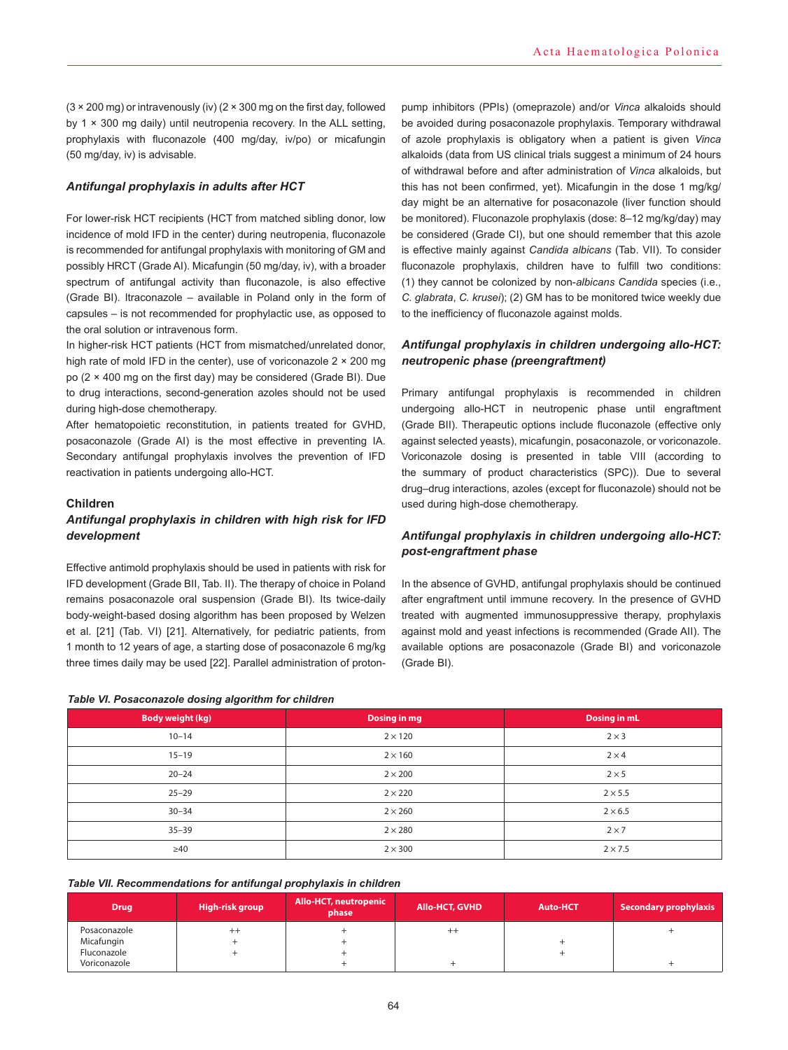(3 × 200 mg) or intravenously (iv) (2 × 300 mg on the first day, followed by 1 × 300 mg daily) until neutropenia recovery. In the ALL setting, prophylaxis with fluconazole (400 mg/day, iv/po) or micafungin (50 mg/day, iv) is advisable.

### *Antifungal prophylaxis in adults after HCT*

For lower-risk HCT recipients (HCT from matched sibling donor, low incidence of mold IFD in the center) during neutropenia, fluconazole is recommended for antifungal prophylaxis with monitoring of GM and possibly HRCT (Grade AI). Micafungin (50 mg/day, iv), with a broader spectrum of antifungal activity than fluconazole, is also effective (Grade BI). Itraconazole – available in Poland only in the form of capsules – is not recommended for prophylactic use, as opposed to the oral solution or intravenous form.

In higher-risk HCT patients (HCT from mismatched/unrelated donor, high rate of mold IFD in the center), use of voriconazole 2 × 200 mg po (2 × 400 mg on the first day) may be considered (Grade BI). Due to drug interactions, second-generation azoles should not be used during high-dose chemotherapy.

After hematopoietic reconstitution, in patients treated for GVHD, posaconazole (Grade AI) is the most effective in preventing IA. Secondary antifungal prophylaxis involves the prevention of IFD reactivation in patients undergoing allo-HCT.

## Children

### *Antifungal prophylaxis in children with high risk for IFD development*

Effective antimold prophylaxis should be used in patients with risk for IFD development (Grade BII, Tab. II). The therapy of choice in Poland remains posaconazole oral suspension (Grade BI). Its twice-daily body-weight-based dosing algorithm has been proposed by Welzen et al. [21] (Tab. VI) [21]. Alternatively, for pediatric patients, from 1 month to 12 years of age, a starting dose of posaconazole 6 mg/kg three times daily may be used [22]. Parallel administration of proton-pump inhibitors (PPIs) (omeprazole) and/or *Vinca* alkaloids should be avoided during posaconazole prophylaxis. Temporary withdrawal of azole prophylaxis is obligatory when a patient is given *Vinca* alkaloids (data from US clinical trials suggest a minimum of 24 hours of withdrawal before and after administration of *Vinca* alkaloids, but this has not been confirmed, yet). Micafungin in the dose 1 mg/kg/day might be an alternative for posaconazole (liver function should be monitored). Fluconazole prophylaxis (dose: 8–12 mg/kg/day) may be considered (Grade CI), but one should remember that this azole is effective mainly against *Candida albicans* (Tab. VII). To consider fluconazole prophylaxis, children have to fulfill two conditions: (1) they cannot be colonized by non-*albicans Candida* species (i.e., *C. glabrata*, *C. krusei*); (2) GM has to be monitored twice weekly due to the inefficiency of fluconazole against molds.

### *Antifungal prophylaxis in children undergoing allo-HCT: neutropenic phase (preengraftment)*

Primary antifungal prophylaxis is recommended in children undergoing allo-HCT in neutropenic phase until engraftment (Grade BII). Therapeutic options include fluconazole (effective only against selected yeasts), micafungin, posaconazole, or voriconazole. Voriconazole dosing is presented in table VIII (according to the summary of product characteristics (SPC)). Due to several drug–drug interactions, azoles (except for fluconazole) should not be used during high-dose chemotherapy.

### *Antifungal prophylaxis in children undergoing allo-HCT: post-engraftment phase*

In the absence of GVHD, antifungal prophylaxis should be continued after engraftment until immune recovery. In the presence of GVHD treated with augmented immunosuppressive therapy, prophylaxis against mold and yeast infections is recommended (Grade AII). The available options are posaconazole (Grade BI) and voriconazole (Grade BI).

*Table VI. Posaconazole dosing algorithm for children*

| Body weight (kg) | Dosing in mg | Dosing in mL |
|---|---|---|
| 10–14 | 2 × 120 | 2 × 3 |
| 15–19 | 2 × 160 | 2 × 4 |
| 20–24 | 2 × 200 | 2 × 5 |
| 25–29 | 2 × 220 | 2 × 5.5 |
| 30–34 | 2 × 260 | 2 × 6.5 |
| 35–39 | 2 × 280 | 2 × 7 |
| ≥40 | 2 × 300 | 2 × 7.5 |

*Table VII. Recommendations for antifungal prophylaxis in children*

| Drug | High-risk group | Allo-HCT, neutropenic phase | Allo-HCT, GVHD | Auto-HCT | Secondary prophylaxis |
|---|---|---|---|---|---|
| Posaconazole | ++ | + | ++ | | + |
| Micafungin | + | + | | + | |
| Fluconazole | + | + | | + | |
| Voriconazole | | + | + | | + |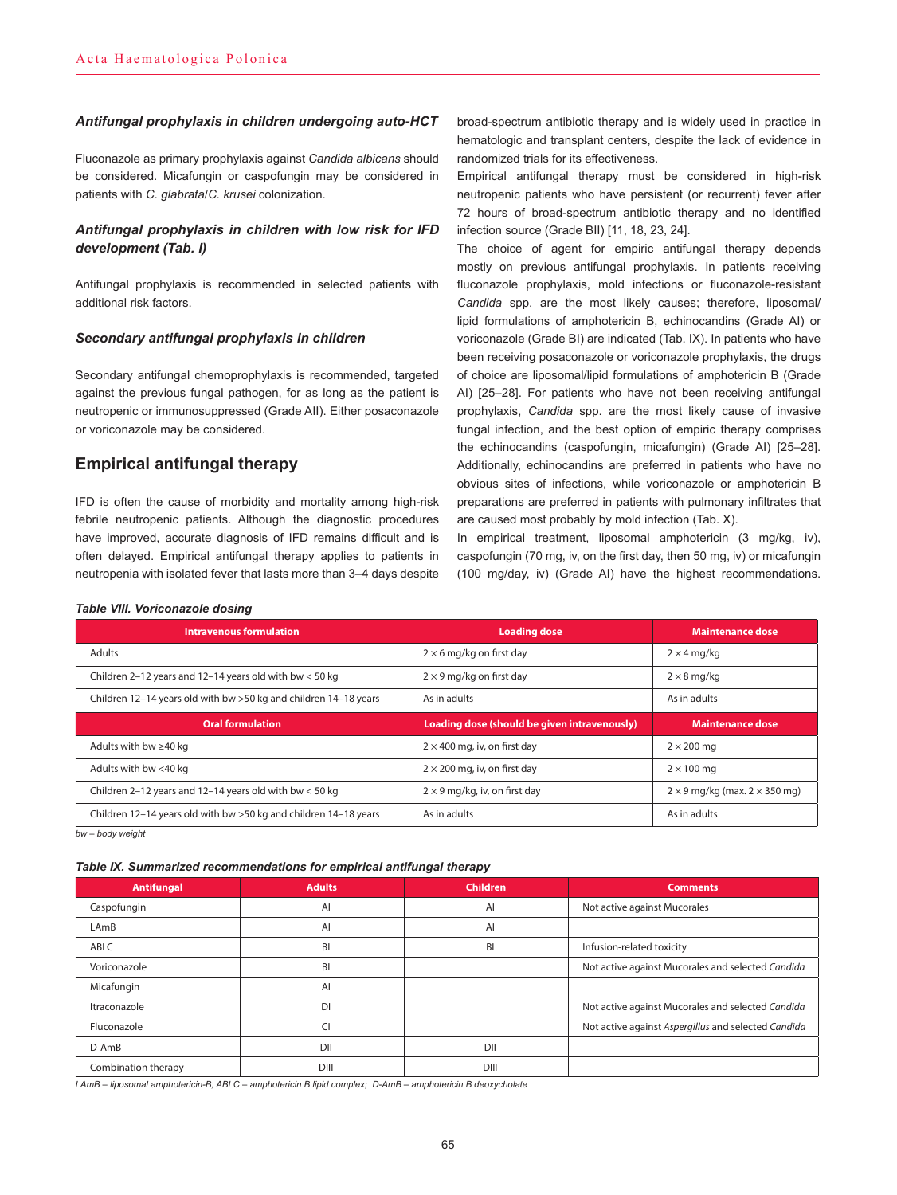### *Antifungal prophylaxis in children undergoing auto-HCT*

Fluconazole as primary prophylaxis against *Candida albicans* should be considered. Micafungin or caspofungin may be considered in patients with *C. glabrata*/*C. krusei* colonization.

### *Antifungal prophylaxis in children with low risk for IFD development (Tab. I)*

Antifungal prophylaxis is recommended in selected patients with additional risk factors.

### *Secondary antifungal prophylaxis in children*

Secondary antifungal chemoprophylaxis is recommended, targeted against the previous fungal pathogen, for as long as the patient is neutropenic or immunosuppressed (Grade AII). Either posaconazole or voriconazole may be considered.

## Empirical antifungal therapy

IFD is often the cause of morbidity and mortality among high-risk febrile neutropenic patients. Although the diagnostic procedures have improved, accurate diagnosis of IFD remains difficult and is often delayed. Empirical antifungal therapy applies to patients in neutropenia with isolated fever that lasts more than 3–4 days despite broad-spectrum antibiotic therapy and is widely used in practice in hematologic and transplant centers, despite the lack of evidence in randomized trials for its effectiveness.

Empirical antifungal therapy must be considered in high-risk neutropenic patients who have persistent (or recurrent) fever after 72 hours of broad-spectrum antibiotic therapy and no identified infection source (Grade BII) [11, 18, 23, 24].

The choice of agent for empiric antifungal therapy depends mostly on previous antifungal prophylaxis. In patients receiving fluconazole prophylaxis, mold infections or fluconazole-resistant *Candida* spp. are the most likely causes; therefore, liposomal/lipid formulations of amphotericin B, echinocandins (Grade AI) or voriconazole (Grade BI) are indicated (Tab. IX). In patients who have been receiving posaconazole or voriconazole prophylaxis, the drugs of choice are liposomal/lipid formulations of amphotericin B (Grade AI) [25–28]. For patients who have not been receiving antifungal prophylaxis, *Candida* spp. are the most likely cause of invasive fungal infection, and the best option of empiric therapy comprises the echinocandins (caspofungin, micafungin) (Grade AI) [25–28]. Additionally, echinocandins are preferred in patients who have no obvious sites of infections, while voriconazole or amphotericin B preparations are preferred in patients with pulmonary infiltrates that are caused most probably by mold infection (Tab. X).

In empirical treatment, liposomal amphotericin (3 mg/kg, iv), caspofungin (70 mg, iv, on the first day, then 50 mg, iv) or micafungin (100 mg/day, iv) (Grade AI) have the highest recommendations.

*Table VIII. Voriconazole dosing*

| Intravenous formulation | Loading dose | Maintenance dose |
|---|---|---|
| Adults | 2 × 6 mg/kg on first day | 2 × 4 mg/kg |
| Children 2–12 years and 12–14 years old with bw < 50 kg | 2 × 9 mg/kg on first day | 2 × 8 mg/kg |
| Children 12–14 years old with bw >50 kg and children 14–18 years | As in adults | As in adults |
| **Oral formulation** | **Loading dose (should be given intravenously)** | **Maintenance dose** |
| Adults with bw ≥40 kg | 2 × 400 mg, iv, on first day | 2 × 200 mg |
| Adults with bw <40 kg | 2 × 200 mg, iv, on first day | 2 × 100 mg |
| Children 2–12 years and 12–14 years old with bw < 50 kg | 2 × 9 mg/kg, iv, on first day | 2 × 9 mg/kg (max. 2 × 350 mg) |
| Children 12–14 years old with bw >50 kg and children 14–18 years | As in adults | As in adults |

*bw – body weight*

*Table IX. Summarized recommendations for empirical antifungal therapy*

| Antifungal | Adults | Children | Comments |
|---|---|---|---|
| Caspofungin | AI | AI | Not active against Mucorales |
| LAmB | AI | AI | |
| ABLC | BI | BI | Infusion-related toxicity |
| Voriconazole | BI | | Not active against Mucorales and selected *Candida* |
| Micafungin | AI | | |
| Itraconazole | DI | | Not active against Mucorales and selected *Candida* |
| Fluconazole | CI | | Not active against *Aspergillus* and selected *Candida* |
| D-AmB | DII | DII | |
| Combination therapy | DIII | DIII | |

*LAmB – liposomal amphotericin-B; ABLC – amphotericin B lipid complex; D-AmB – amphotericin B deoxycholate*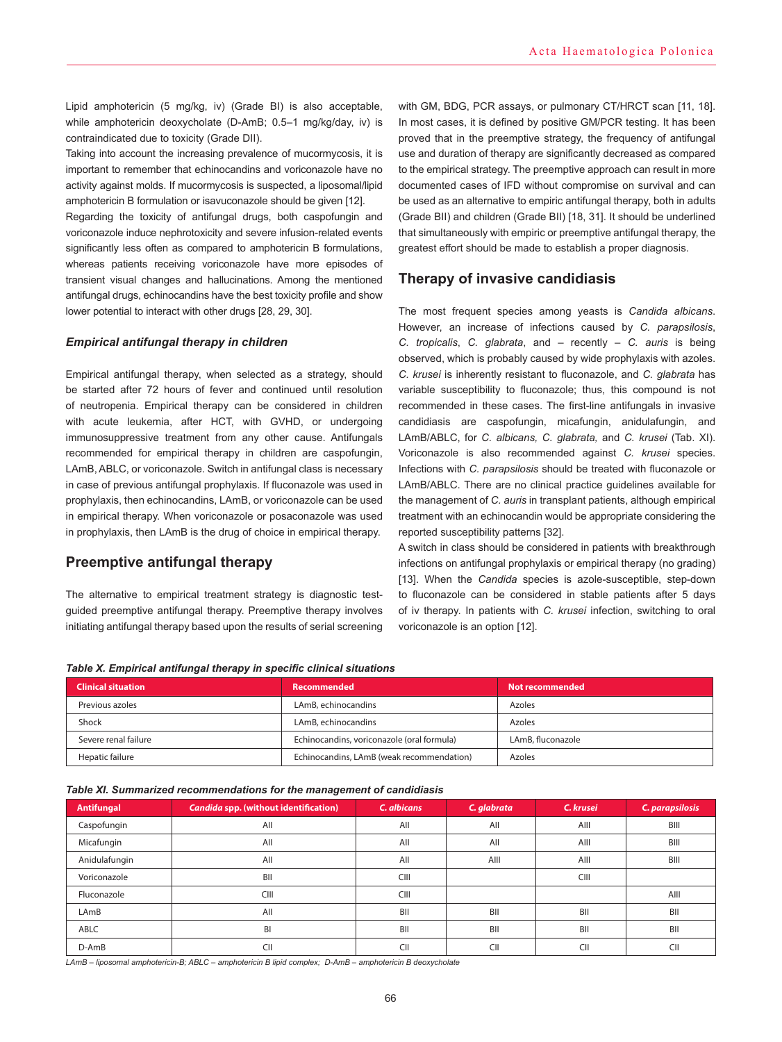Lipid amphotericin (5 mg/kg, iv) (Grade BI) is also acceptable, while amphotericin deoxycholate (D-AmB; 0.5–1 mg/kg/day, iv) is contraindicated due to toxicity (Grade DII).

Taking into account the increasing prevalence of mucormycosis, it is important to remember that echinocandins and voriconazole have no activity against molds. If mucormycosis is suspected, a liposomal/lipid amphotericin B formulation or isavuconazole should be given [12].

Regarding the toxicity of antifungal drugs, both caspofungin and voriconazole induce nephrotoxicity and severe infusion-related events significantly less often as compared to amphotericin B formulations, whereas patients receiving voriconazole have more episodes of transient visual changes and hallucinations. Among the mentioned antifungal drugs, echinocandins have the best toxicity profile and show lower potential to interact with other drugs [28, 29, 30].

### *Empirical antifungal therapy in children*

Empirical antifungal therapy, when selected as a strategy, should be started after 72 hours of fever and continued until resolution of neutropenia. Empirical therapy can be considered in children with acute leukemia, after HCT, with GVHD, or undergoing immunosuppressive treatment from any other cause. Antifungals recommended for empirical therapy in children are caspofungin, LAmB, ABLC, or voriconazole. Switch in antifungal class is necessary in case of previous antifungal prophylaxis. If fluconazole was used in prophylaxis, then echinocandins, LAmB, or voriconazole can be used in empirical therapy. When voriconazole or posaconazole was used in prophylaxis, then LAmB is the drug of choice in empirical therapy.

## Preemptive antifungal therapy

The alternative to empirical treatment strategy is diagnostic test-guided preemptive antifungal therapy. Preemptive therapy involves initiating antifungal therapy based upon the results of serial screening with GM, BDG, PCR assays, or pulmonary CT/HRCT scan [11, 18]. In most cases, it is defined by positive GM/PCR testing. It has been proved that in the preemptive strategy, the frequency of antifungal use and duration of therapy are significantly decreased as compared to the empirical strategy. The preemptive approach can result in more documented cases of IFD without compromise on survival and can be used as an alternative to empiric antifungal therapy, both in adults (Grade BII) and children (Grade BII) [18, 31]. It should be underlined that simultaneously with empiric or preemptive antifungal therapy, the greatest effort should be made to establish a proper diagnosis.

## Therapy of invasive candidiasis

The most frequent species among yeasts is *Candida albicans*. However, an increase of infections caused by *C. parapsilosis*, *C. tropicalis*, *C. glabrata*, and – recently – *C. auris* is being observed, which is probably caused by wide prophylaxis with azoles. *C. krusei* is inherently resistant to fluconazole, and *C. glabrata* has variable susceptibility to fluconazole; thus, this compound is not recommended in these cases. The first-line antifungals in invasive candidiasis are caspofungin, micafungin, anidulafungin, and LAmB/ABLC, for *C. albicans, C. glabrata,* and *C. krusei* (Tab. XI). Voriconazole is also recommended against *C. krusei* species. Infections with *C. parapsilosis* should be treated with fluconazole or LAmB/ABLC. There are no clinical practice guidelines available for the management of *C. auris* in transplant patients, although empirical treatment with an echinocandin would be appropriate considering the reported susceptibility patterns [32].

A switch in class should be considered in patients with breakthrough infections on antifungal prophylaxis or empirical therapy (no grading) [13]. When the *Candida* species is azole-susceptible, step-down to fluconazole can be considered in stable patients after 5 days of iv therapy. In patients with *C. krusei* infection, switching to oral voriconazole is an option [12].

***Table X. Empirical antifungal therapy in specific clinical situations***

| Clinical situation | Recommended | Not recommended |
|---|---|---|
| Previous azoles | LAmB, echinocandins | Azoles |
| Shock | LAmB, echinocandins | Azoles |
| Severe renal failure | Echinocandins, voriconazole (oral formula) | LAmB, fluconazole |
| Hepatic failure | Echinocandins, LAmB (weak recommendation) | Azoles |

***Table XI. Summarized recommendations for the management of candidiasis***

| Antifungal | *Candida* spp. (without identification) | *C. albicans* | *C. glabrata* | *C. krusei* | *C. parapsilosis* |
|---|---|---|---|---|---|
| Caspofungin | AII | AII | AII | AIII | BIII |
| Micafungin | AII | AII | AII | AIII | BIII |
| Anidulafungin | AII | AII | AIII | AIII | BIII |
| Voriconazole | BII | CIII | | CIII | |
| Fluconazole | CIII | CIII | | | AIII |
| LAmB | AII | BII | BII | BII | BII |
| ABLC | BI | BII | BII | BII | BII |
| D-AmB | CII | CII | CII | CII | CII |

*LAmB – liposomal amphotericin-B; ABLC – amphotericin B lipid complex; D-AmB – amphotericin B deoxycholate*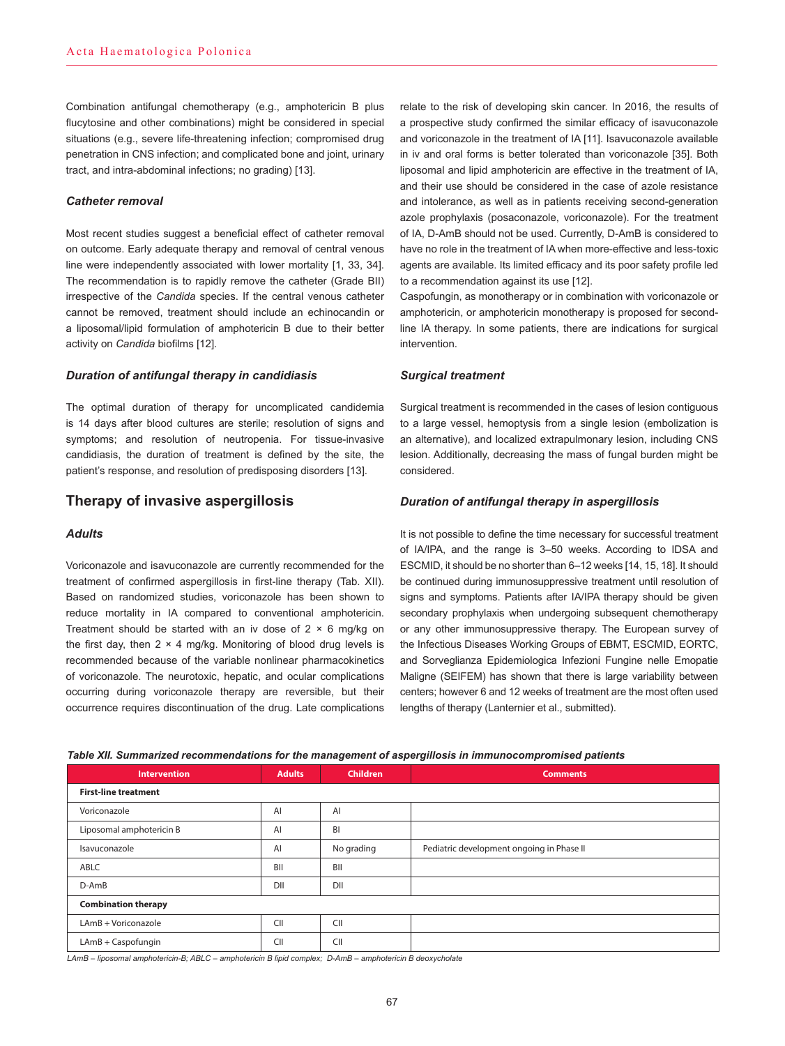Combination antifungal chemotherapy (e.g., amphotericin B plus flucytosine and other combinations) might be considered in special situations (e.g., severe life-threatening infection; compromised drug penetration in CNS infection; and complicated bone and joint, urinary tract, and intra-abdominal infections; no grading) [13].

### *Catheter removal*

Most recent studies suggest a beneficial effect of catheter removal on outcome. Early adequate therapy and removal of central venous line were independently associated with lower mortality [1, 33, 34]. The recommendation is to rapidly remove the catheter (Grade BII) irrespective of the *Candida* species. If the central venous catheter cannot be removed, treatment should include an echinocandin or a liposomal/lipid formulation of amphotericin B due to their better activity on *Candida* biofilms [12].

### *Duration of antifungal therapy in candidiasis*

The optimal duration of therapy for uncomplicated candidemia is 14 days after blood cultures are sterile; resolution of signs and symptoms; and resolution of neutropenia. For tissue-invasive candidiasis, the duration of treatment is defined by the site, the patient's response, and resolution of predisposing disorders [13].

## Therapy of invasive aspergillosis

### *Adults*

Voriconazole and isavuconazole are currently recommended for the treatment of confirmed aspergillosis in first-line therapy (Tab. XII). Based on randomized studies, voriconazole has been shown to reduce mortality in IA compared to conventional amphotericin. Treatment should be started with an iv dose of 2 × 6 mg/kg on the first day, then 2 × 4 mg/kg. Monitoring of blood drug levels is recommended because of the variable nonlinear pharmacokinetics of voriconazole. The neurotoxic, hepatic, and ocular complications occurring during voriconazole therapy are reversible, but their occurrence requires discontinuation of the drug. Late complications relate to the risk of developing skin cancer. In 2016, the results of a prospective study confirmed the similar efficacy of isavuconazole and voriconazole in the treatment of IA [11]. Isavuconazole available in iv and oral forms is better tolerated than voriconazole [35]. Both liposomal and lipid amphotericin are effective in the treatment of IA, and their use should be considered in the case of azole resistance and intolerance, as well as in patients receiving second-generation azole prophylaxis (posaconazole, voriconazole). For the treatment of IA, D-AmB should not be used. Currently, D-AmB is considered to have no role in the treatment of IA when more-effective and less-toxic agents are available. Its limited efficacy and its poor safety profile led to a recommendation against its use [12].

Caspofungin, as monotherapy or in combination with voriconazole or amphotericin, or amphotericin monotherapy is proposed for second-line IA therapy. In some patients, there are indications for surgical intervention.

### *Surgical treatment*

Surgical treatment is recommended in the cases of lesion contiguous to a large vessel, hemoptysis from a single lesion (embolization is an alternative), and localized extrapulmonary lesion, including CNS lesion. Additionally, decreasing the mass of fungal burden might be considered.

### *Duration of antifungal therapy in aspergillosis*

It is not possible to define the time necessary for successful treatment of IA/IPA, and the range is 3–50 weeks. According to IDSA and ESCMID, it should be no shorter than 6–12 weeks [14, 15, 18]. It should be continued during immunosuppressive treatment until resolution of signs and symptoms. Patients after IA/IPA therapy should be given secondary prophylaxis when undergoing subsequent chemotherapy or any other immunosuppressive therapy. The European survey of the Infectious Diseases Working Groups of EBMT, ESCMID, EORTC, and Sorveglianza Epidemiologica Infezioni Fungine nelle Emopatie Maligne (SEIFEM) has shown that there is large variability between centers; however 6 and 12 weeks of treatment are the most often used lengths of therapy (Lanternier et al., submitted).

***Table XII. Summarized recommendations for the management of aspergillosis in immunocompromised patients***

| Intervention | Adults | Children | Comments |
|---|---|---|---|
| **First-line treatment** | | | |
| Voriconazole | AI | AI | |
| Liposomal amphotericin B | AI | BI | |
| Isavuconazole | AI | No grading | Pediatric development ongoing in Phase II |
| ABLC | BII | BII | |
| D-AmB | DII | DII | |
| **Combination therapy** | | | |
| LAmB + Voriconazole | CII | CII | |
| LAmB + Caspofungin | CII | CII | |

*LAmB – liposomal amphotericin-B; ABLC – amphotericin B lipid complex; D-AmB – amphotericin B deoxycholate*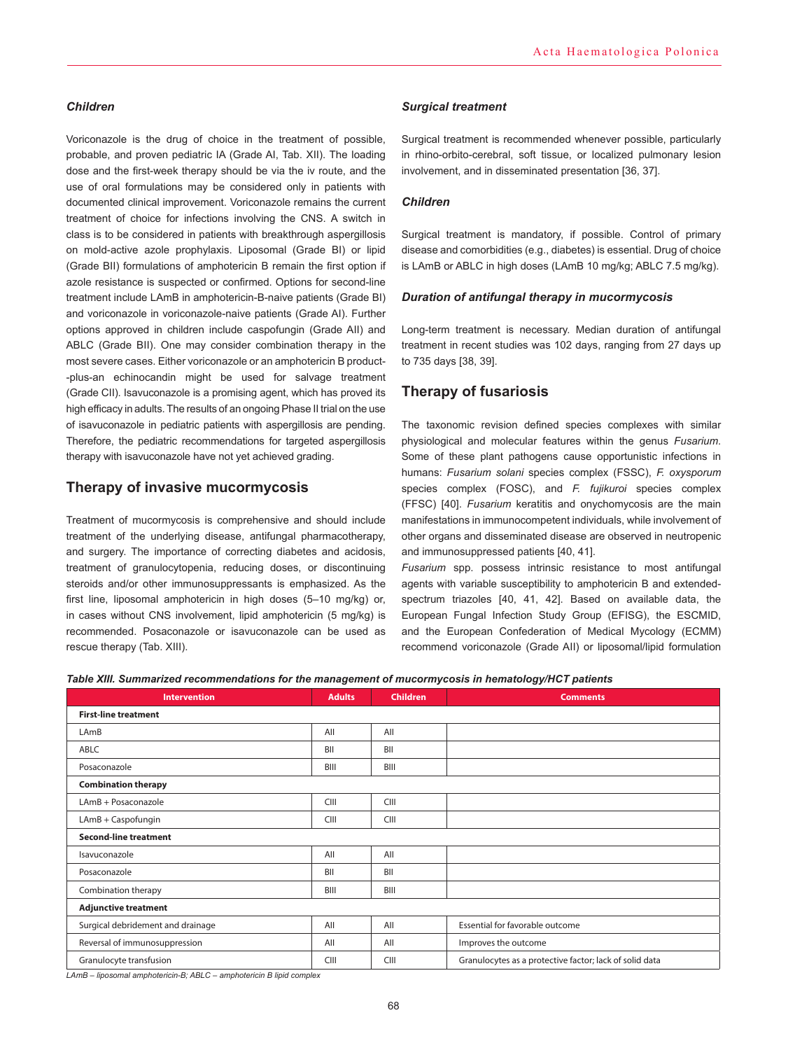### *Children*

Voriconazole is the drug of choice in the treatment of possible, probable, and proven pediatric IA (Grade AI, Tab. XII). The loading dose and the first-week therapy should be via the iv route, and the use of oral formulations may be considered only in patients with documented clinical improvement. Voriconazole remains the current treatment of choice for infections involving the CNS. A switch in class is to be considered in patients with breakthrough aspergillosis on mold-active azole prophylaxis. Liposomal (Grade BI) or lipid (Grade BII) formulations of amphotericin B remain the first option if azole resistance is suspected or confirmed. Options for second-line treatment include LAmB in amphotericin-B-naive patients (Grade BI) and voriconazole in voriconazole-naive patients (Grade AI). Further options approved in children include caspofungin (Grade AII) and ABLC (Grade BII). One may consider combination therapy in the most severe cases. Either voriconazole or an amphotericin B product-plus-an echinocandin might be used for salvage treatment (Grade CII). Isavuconazole is a promising agent, which has proved its high efficacy in adults. The results of an ongoing Phase II trial on the use of isavuconazole in pediatric patients with aspergillosis are pending. Therefore, the pediatric recommendations for targeted aspergillosis therapy with isavuconazole have not yet achieved grading.

## Therapy of invasive mucormycosis

Treatment of mucormycosis is comprehensive and should include treatment of the underlying disease, antifungal pharmacotherapy, and surgery. The importance of correcting diabetes and acidosis, treatment of granulocytopenia, reducing doses, or discontinuing steroids and/or other immunosuppressants is emphasized. As the first line, liposomal amphotericin in high doses (5–10 mg/kg) or, in cases without CNS involvement, lipid amphotericin (5 mg/kg) is recommended. Posaconazole or isavuconazole can be used as rescue therapy (Tab. XIII).

### *Surgical treatment*

Surgical treatment is recommended whenever possible, particularly in rhino-orbito-cerebral, soft tissue, or localized pulmonary lesion involvement, and in disseminated presentation [36, 37].

### *Children*

Surgical treatment is mandatory, if possible. Control of primary disease and comorbidities (e.g., diabetes) is essential. Drug of choice is LAmB or ABLC in high doses (LAmB 10 mg/kg; ABLC 7.5 mg/kg).

### *Duration of antifungal therapy in mucormycosis*

Long-term treatment is necessary. Median duration of antifungal treatment in recent studies was 102 days, ranging from 27 days up to 735 days [38, 39].

## Therapy of fusariosis

The taxonomic revision defined species complexes with similar physiological and molecular features within the genus *Fusarium*. Some of these plant pathogens cause opportunistic infections in humans: *Fusarium solani* species complex (FSSC), *F. oxysporum* species complex (FOSC), and *F. fujikuroi* species complex (FFSC) [40]. *Fusarium* keratitis and onychomycosis are the main manifestations in immunocompetent individuals, while involvement of other organs and disseminated disease are observed in neutropenic and immunosuppressed patients [40, 41].

*Fusarium* spp. possess intrinsic resistance to most antifungal agents with variable susceptibility to amphotericin B and extended-spectrum triazoles [40, 41, 42]. Based on available data, the European Fungal Infection Study Group (EFISG), the ESCMID, and the European Confederation of Medical Mycology (ECMM) recommend voriconazole (Grade AII) or liposomal/lipid formulation

***Table XIII. Summarized recommendations for the management of mucormycosis in hematology/HCT patients***

| Intervention | Adults | Children | Comments |
|---|---|---|---|
| **First-line treatment** | | | |
| LAmB | AII | AII | |
| ABLC | BII | BII | |
| Posaconazole | BIII | BIII | |
| **Combination therapy** | | | |
| LAmB + Posaconazole | CIII | CIII | |
| LAmB + Caspofungin | CIII | CIII | |
| **Second-line treatment** | | | |
| Isavuconazole | AII | AII | |
| Posaconazole | BII | BII | |
| Combination therapy | BIII | BIII | |
| **Adjunctive treatment** | | | |
| Surgical debridement and drainage | AII | AII | Essential for favorable outcome |
| Reversal of immunosuppression | AII | AII | Improves the outcome |
| Granulocyte transfusion | CIII | CIII | Granulocytes as a protective factor; lack of solid data |

*LAmB – liposomal amphotericin-B; ABLC – amphotericin B lipid complex*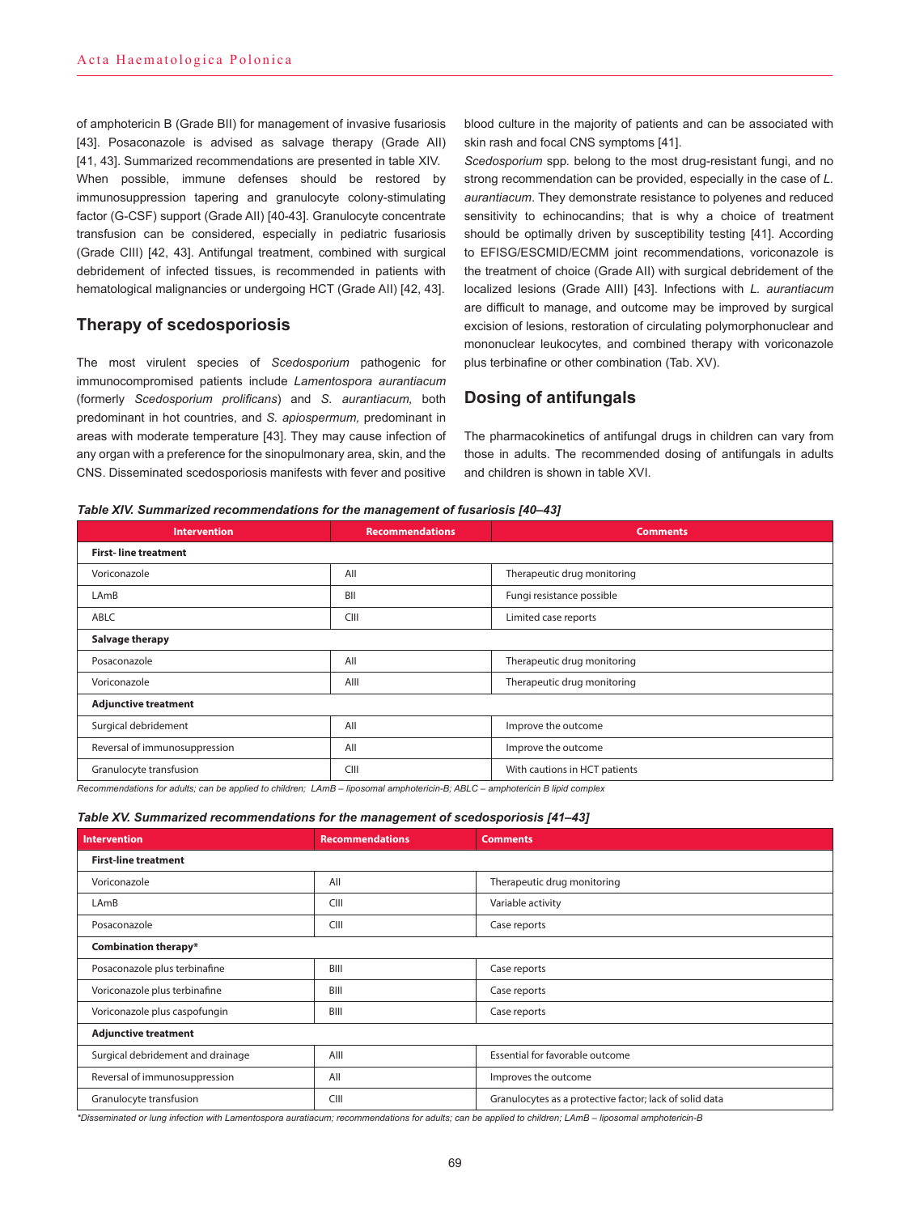of amphotericin B (Grade BII) for management of invasive fusariosis [43]. Posaconazole is advised as salvage therapy (Grade AII) [41, 43]. Summarized recommendations are presented in table XIV.

When possible, immune defenses should be restored by immunosuppression tapering and granulocyte colony-stimulating factor (G-CSF) support (Grade AII) [40-43]. Granulocyte concentrate transfusion can be considered, especially in pediatric fusariosis (Grade CIII) [42, 43]. Antifungal treatment, combined with surgical debridement of infected tissues, is recommended in patients with hematological malignancies or undergoing HCT (Grade AII) [42, 43].

## Therapy of scedosporiosis

The most virulent species of *Scedosporium* pathogenic for immunocompromised patients include *Lamentospora aurantiacum* (formerly *Scedosporium prolificans*) and *S. aurantiacum,* both predominant in hot countries, and *S. apiospermum,* predominant in areas with moderate temperature [43]. They may cause infection of any organ with a preference for the sinopulmonary area, skin, and the CNS. Disseminated scedosporiosis manifests with fever and positive blood culture in the majority of patients and can be associated with skin rash and focal CNS symptoms [41].

*Scedosporium* spp. belong to the most drug-resistant fungi, and no strong recommendation can be provided, especially in the case of *L. aurantiacum*. They demonstrate resistance to polyenes and reduced sensitivity to echinocandins; that is why a choice of treatment should be optimally driven by susceptibility testing [41]. According to EFISG/ESCMID/ECMM joint recommendations, voriconazole is the treatment of choice (Grade AII) with surgical debridement of the localized lesions (Grade AIII) [43]. Infections with *L. aurantiacum* are difficult to manage, and outcome may be improved by surgical excision of lesions, restoration of circulating polymorphonuclear and mononuclear leukocytes, and combined therapy with voriconazole plus terbinafine or other combination (Tab. XV).

## Dosing of antifungals

The pharmacokinetics of antifungal drugs in children can vary from those in adults. The recommended dosing of antifungals in adults and children is shown in table XVI.

***Table XIV. Summarized recommendations for the management of fusariosis [40–43]***

| Intervention | Recommendations | Comments |
|---|---|---|
| **First- line treatment** | | |
| Voriconazole | AII | Therapeutic drug monitoring |
| LAmB | BII | Fungi resistance possible |
| ABLC | CIII | Limited case reports |
| **Salvage therapy** | | |
| Posaconazole | AII | Therapeutic drug monitoring |
| Voriconazole | AIII | Therapeutic drug monitoring |
| **Adjunctive treatment** | | |
| Surgical debridement | AII | Improve the outcome |
| Reversal of immunosuppression | AII | Improve the outcome |
| Granulocyte transfusion | CIII | With cautions in HCT patients |

*Recommendations for adults; can be applied to children; LAmB – liposomal amphotericin-B; ABLC – amphotericin B lipid complex*

***Table XV. Summarized recommendations for the management of scedosporiosis [41–43]***

| Intervention | Recommendations | Comments |
|---|---|---|
| **First-line treatment** | | |
| Voriconazole | AII | Therapeutic drug monitoring |
| LAmB | CIII | Variable activity |
| Posaconazole | CIII | Case reports |
| **Combination therapy*** | | |
| Posaconazole plus terbinafine | BIII | Case reports |
| Voriconazole plus terbinafine | BIII | Case reports |
| Voriconazole plus caspofungin | BIII | Case reports |
| **Adjunctive treatment** | | |
| Surgical debridement and drainage | AIII | Essential for favorable outcome |
| Reversal of immunosuppression | AII | Improves the outcome |
| Granulocyte transfusion | CIII | Granulocytes as a protective factor; lack of solid data |

*\*Disseminated or lung infection with Lamentospora auratiacum; recommendations for adults; can be applied to children; LAmB – liposomal amphotericin-B*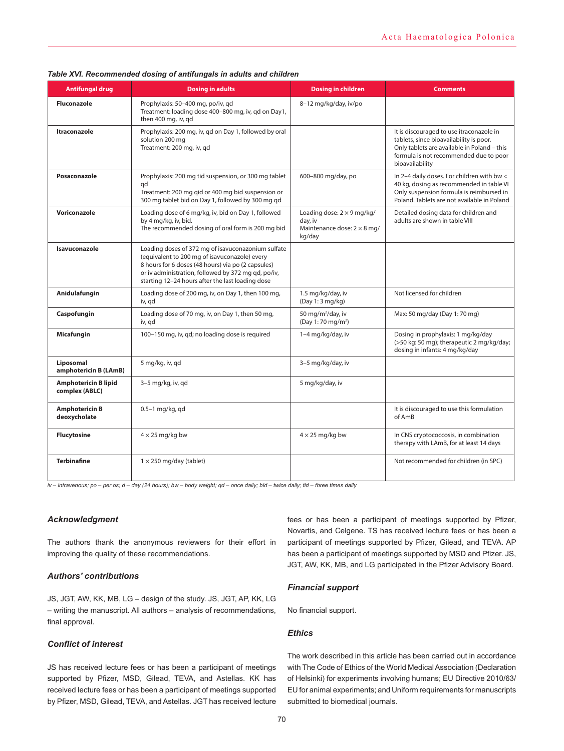*Table XVI. Recommended dosing of antifungals in adults and children*

| Antifungal drug | Dosing in adults | Dosing in children | Comments |
|---|---|---|---|
| **Fluconazole** | Prophylaxis: 50–400 mg, po/iv, qd<br>Treatment: loading dose 400–800 mg, iv, qd on Day1, then 400 mg, iv, qd | 8–12 mg/kg/day, iv/po | |
| **Itraconazole** | Prophylaxis: 200 mg, iv, qd on Day 1, followed by oral solution 200 mg<br>Treatment: 200 mg, iv, qd | | It is discouraged to use itraconazole in tablets, since bioavailability is poor. Only tablets are available in Poland – this formula is not recommended due to poor bioavailability |
| **Posaconazole** | Prophylaxis: 200 mg tid suspension, or 300 mg tablet qd<br>Treatment: 200 mg qid or 400 mg bid suspension or 300 mg tablet bid on Day 1, followed by 300 mg qd | 600–800 mg/day, po | In 2–4 daily doses. For children with bw < 40 kg, dosing as recommended in table VI Only suspension formula is reimbursed in Poland. Tablets are not available in Poland |
| **Voriconazole** | Loading dose of 6 mg/kg, iv, bid on Day 1, followed by 4 mg/kg, iv, bid.<br>The recommended dosing of oral form is 200 mg bid | Loading dose: 2 × 9 mg/kg/day, iv<br>Maintenance dose: 2 × 8 mg/kg/day | Detailed dosing data for children and adults are shown in table VIII |
| **Isavuconazole** | Loading doses of 372 mg of isavuconazonium sulfate (equivalent to 200 mg of isavuconazole) every 8 hours for 6 doses (48 hours) via po (2 capsules) or iv administration, followed by 372 mg qd, po/iv, starting 12–24 hours after the last loading dose | | |
| **Anidulafungin** | Loading dose of 200 mg, iv, on Day 1, then 100 mg, iv, qd | 1.5 mg/kg/day, iv<br>(Day 1: 3 mg/kg) | Not licensed for children |
| **Caspofungin** | Loading dose of 70 mg, iv, on Day 1, then 50 mg, iv, qd | 50 mg/m$^2$/day, iv<br>(Day 1: 70 mg/m$^2$) | Max: 50 mg/day (Day 1: 70 mg) |
| **Micafungin** | 100–150 mg, iv, qd; no loading dose is required | 1–4 mg/kg/day, iv | Dosing in prophylaxis: 1 mg/kg/day (>50 kg: 50 mg); therapeutic 2 mg/kg/day; dosing in infants: 4 mg/kg/day |
| **Liposomal amphotericin B (LAmB)** | 5 mg/kg, iv, qd | 3–5 mg/kg/day, iv | |
| **Amphotericin B lipid complex (ABLC)** | 3–5 mg/kg, iv, qd | 5 mg/kg/day, iv | |
| **Amphotericin B deoxycholate** | 0.5–1 mg/kg, qd | | It is discouraged to use this formulation of AmB |
| **Flucytosine** | 4 × 25 mg/kg bw | 4 × 25 mg/kg bw | In CNS cryptococcosis, in combination therapy with LAmB, for at least 14 days |
| **Terbinafine** | 1 × 250 mg/day (tablet) | | Not recommended for children (in SPC) |

*iv – intravenous; po – per os; d – day (24 hours); bw – body weight; qd – once daily; bid – twice daily; tid – three times daily*

### *Acknowledgment*

The authors thank the anonymous reviewers for their effort in improving the quality of these recommendations.

### *Authors' contributions*

JS, JGT, AW, KK, MB, LG – design of the study. JS, JGT, AP, KK, LG – writing the manuscript. All authors – analysis of recommendations, final approval.

### *Conflict of interest*

JS has received lecture fees or has been a participant of meetings supported by Pfizer, MSD, Gilead, TEVA, and Astellas. KK has received lecture fees or has been a participant of meetings supported by Pfizer, MSD, Gilead, TEVA, and Astellas. JGT has received lecture fees or has been a participant of meetings supported by Pfizer, Novartis, and Celgene. TS has received lecture fees or has been a participant of meetings supported by Pfizer, Gilead, and TEVA. AP has been a participant of meetings supported by MSD and Pfizer. JS, JGT, AW, KK, MB, and LG participated in the Pfizer Advisory Board.

### *Financial support*

No financial support.

### *Ethics*

The work described in this article has been carried out in accordance with The Code of Ethics of the World Medical Association (Declaration of Helsinki) for experiments involving humans; EU Directive 2010/63/EU for animal experiments; and Uniform requirements for manuscripts submitted to biomedical journals.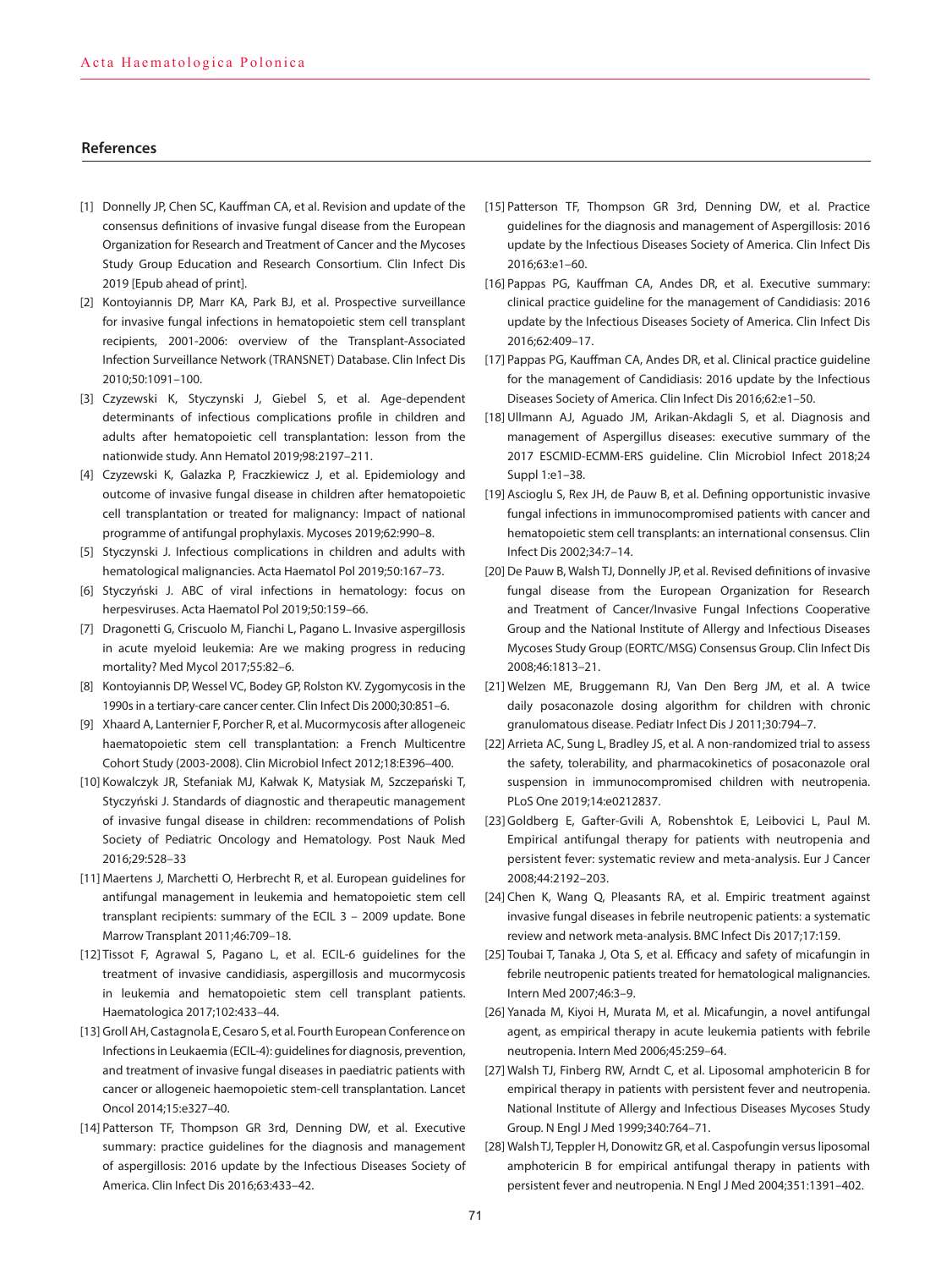## References

[1] Donnelly JP, Chen SC, Kauffman CA, et al. Revision and update of the consensus definitions of invasive fungal disease from the European Organization for Research and Treatment of Cancer and the Mycoses Study Group Education and Research Consortium. Clin Infect Dis 2019 [Epub ahead of print].

[2] Kontoyiannis DP, Marr KA, Park BJ, et al. Prospective surveillance for invasive fungal infections in hematopoietic stem cell transplant recipients, 2001-2006: overview of the Transplant-Associated Infection Surveillance Network (TRANSNET) Database. Clin Infect Dis 2010;50:1091–100.

[3] Czyzewski K, Styczynski J, Giebel S, et al. Age-dependent determinants of infectious complications profile in children and adults after hematopoietic cell transplantation: lesson from the nationwide study. Ann Hematol 2019;98:2197–211.

[4] Czyzewski K, Galazka P, Fraczkiewicz J, et al. Epidemiology and outcome of invasive fungal disease in children after hematopoietic cell transplantation or treated for malignancy: Impact of national programme of antifungal prophylaxis. Mycoses 2019;62:990–8.

[5] Styczynski J. Infectious complications in children and adults with hematological malignancies. Acta Haematol Pol 2019;50:167–73.

[6] Styczyński J. ABC of viral infections in hematology: focus on herpesviruses. Acta Haematol Pol 2019;50:159–66.

[7] Dragonetti G, Criscuolo M, Fianchi L, Pagano L. Invasive aspergillosis in acute myeloid leukemia: Are we making progress in reducing mortality? Med Mycol 2017;55:82–6.

[8] Kontoyiannis DP, Wessel VC, Bodey GP, Rolston KV. Zygomycosis in the 1990s in a tertiary-care cancer center. Clin Infect Dis 2000;30:851–6.

[9] Xhaard A, Lanternier F, Porcher R, et al. Mucormycosis after allogeneic haematopoietic stem cell transplantation: a French Multicentre Cohort Study (2003-2008). Clin Microbiol Infect 2012;18:E396–400.

[10] Kowalczyk JR, Stefaniak MJ, Kałwak K, Matysiak M, Szczepański T, Styczyński J. Standards of diagnostic and therapeutic management of invasive fungal disease in children: recommendations of Polish Society of Pediatric Oncology and Hematology. Post Nauk Med 2016;29:528–33

[11] Maertens J, Marchetti O, Herbrecht R, et al. European guidelines for antifungal management in leukemia and hematopoietic stem cell transplant recipients: summary of the ECIL 3 – 2009 update. Bone Marrow Transplant 2011;46:709–18.

[12] Tissot F, Agrawal S, Pagano L, et al. ECIL-6 guidelines for the treatment of invasive candidiasis, aspergillosis and mucormycosis in leukemia and hematopoietic stem cell transplant patients. Haematologica 2017;102:433–44.

[13] Groll AH, Castagnola E, Cesaro S, et al. Fourth European Conference on Infections in Leukaemia (ECIL-4): guidelines for diagnosis, prevention, and treatment of invasive fungal diseases in paediatric patients with cancer or allogeneic haemopoietic stem-cell transplantation. Lancet Oncol 2014;15:e327–40.

[14] Patterson TF, Thompson GR 3rd, Denning DW, et al. Executive summary: practice guidelines for the diagnosis and management of aspergillosis: 2016 update by the Infectious Diseases Society of America. Clin Infect Dis 2016;63:433–42.

[15] Patterson TF, Thompson GR 3rd, Denning DW, et al. Practice guidelines for the diagnosis and management of Aspergillosis: 2016 update by the Infectious Diseases Society of America. Clin Infect Dis 2016;63:e1–60.

[16] Pappas PG, Kauffman CA, Andes DR, et al. Executive summary: clinical practice guideline for the management of Candidiasis: 2016 update by the Infectious Diseases Society of America. Clin Infect Dis 2016;62:409–17.

[17] Pappas PG, Kauffman CA, Andes DR, et al. Clinical practice guideline for the management of Candidiasis: 2016 update by the Infectious Diseases Society of America. Clin Infect Dis 2016;62:e1–50.

[18] Ullmann AJ, Aguado JM, Arikan-Akdagli S, et al. Diagnosis and management of Aspergillus diseases: executive summary of the 2017 ESCMID-ECMM-ERS guideline. Clin Microbiol Infect 2018;24 Suppl 1:e1–38.

[19] Ascioglu S, Rex JH, de Pauw B, et al. Defining opportunistic invasive fungal infections in immunocompromised patients with cancer and hematopoietic stem cell transplants: an international consensus. Clin Infect Dis 2002;34:7–14.

[20] De Pauw B, Walsh TJ, Donnelly JP, et al. Revised definitions of invasive fungal disease from the European Organization for Research and Treatment of Cancer/Invasive Fungal Infections Cooperative Group and the National Institute of Allergy and Infectious Diseases Mycoses Study Group (EORTC/MSG) Consensus Group. Clin Infect Dis 2008;46:1813–21.

[21] Welzen ME, Bruggemann RJ, Van Den Berg JM, et al. A twice daily posaconazole dosing algorithm for children with chronic granulomatous disease. Pediatr Infect Dis J 2011;30:794–7.

[22] Arrieta AC, Sung L, Bradley JS, et al. A non-randomized trial to assess the safety, tolerability, and pharmacokinetics of posaconazole oral suspension in immunocompromised children with neutropenia. PLoS One 2019;14:e0212837.

[23] Goldberg E, Gafter-Gvili A, Robenshtok E, Leibovici L, Paul M. Empirical antifungal therapy for patients with neutropenia and persistent fever: systematic review and meta-analysis. Eur J Cancer 2008;44:2192–203.

[24] Chen K, Wang Q, Pleasants RA, et al. Empiric treatment against invasive fungal diseases in febrile neutropenic patients: a systematic review and network meta-analysis. BMC Infect Dis 2017;17:159.

[25] Toubai T, Tanaka J, Ota S, et al. Efficacy and safety of micafungin in febrile neutropenic patients treated for hematological malignancies. Intern Med 2007;46:3–9.

[26] Yanada M, Kiyoi H, Murata M, et al. Micafungin, a novel antifungal agent, as empirical therapy in acute leukemia patients with febrile neutropenia. Intern Med 2006;45:259–64.

[27] Walsh TJ, Finberg RW, Arndt C, et al. Liposomal amphotericin B for empirical therapy in patients with persistent fever and neutropenia. National Institute of Allergy and Infectious Diseases Mycoses Study Group. N Engl J Med 1999;340:764–71.

[28] Walsh TJ, Teppler H, Donowitz GR, et al. Caspofungin versus liposomal amphotericin B for empirical antifungal therapy in patients with persistent fever and neutropenia. N Engl J Med 2004;351:1391–402.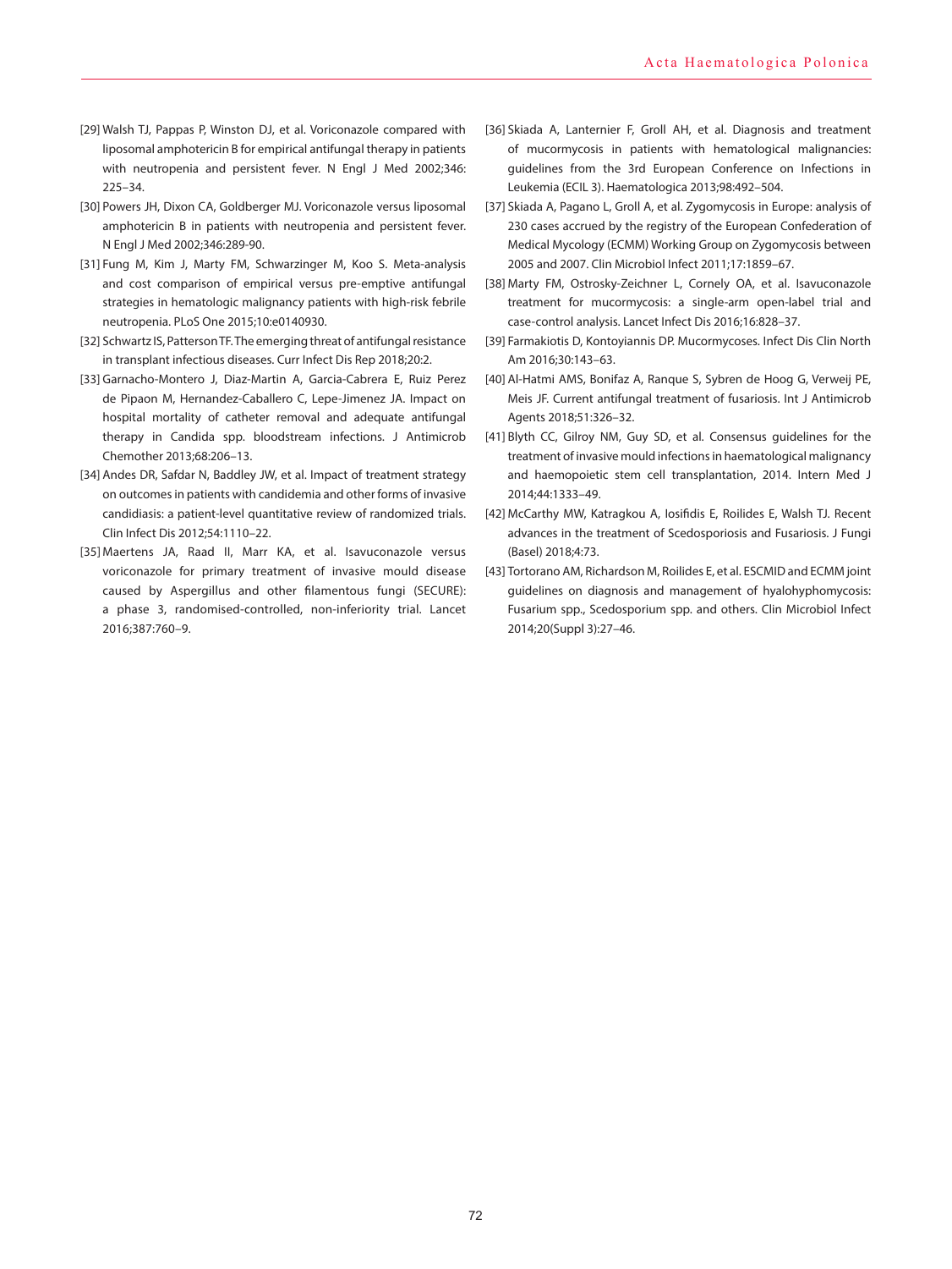[29] Walsh TJ, Pappas P, Winston DJ, et al. Voriconazole compared with liposomal amphotericin B for empirical antifungal therapy in patients with neutropenia and persistent fever. N Engl J Med 2002;346: 225–34.

[30] Powers JH, Dixon CA, Goldberger MJ. Voriconazole versus liposomal amphotericin B in patients with neutropenia and persistent fever. N Engl J Med 2002;346:289-90.

[31] Fung M, Kim J, Marty FM, Schwarzinger M, Koo S. Meta-analysis and cost comparison of empirical versus pre-emptive antifungal strategies in hematologic malignancy patients with high-risk febrile neutropenia. PLoS One 2015;10:e0140930.

[32] Schwartz IS, Patterson TF. The emerging threat of antifungal resistance in transplant infectious diseases. Curr Infect Dis Rep 2018;20:2.

[33] Garnacho-Montero J, Diaz-Martin A, Garcia-Cabrera E, Ruiz Perez de Pipaon M, Hernandez-Caballero C, Lepe-Jimenez JA. Impact on hospital mortality of catheter removal and adequate antifungal therapy in Candida spp. bloodstream infections. J Antimicrob Chemother 2013;68:206–13.

[34] Andes DR, Safdar N, Baddley JW, et al. Impact of treatment strategy on outcomes in patients with candidemia and other forms of invasive candidiasis: a patient-level quantitative review of randomized trials. Clin Infect Dis 2012;54:1110–22.

[35] Maertens JA, Raad II, Marr KA, et al. Isavuconazole versus voriconazole for primary treatment of invasive mould disease caused by Aspergillus and other filamentous fungi (SECURE): a phase 3, randomised-controlled, non-inferiority trial. Lancet 2016;387:760–9.

[36] Skiada A, Lanternier F, Groll AH, et al. Diagnosis and treatment of mucormycosis in patients with hematological malignancies: guidelines from the 3rd European Conference on Infections in Leukemia (ECIL 3). Haematologica 2013;98:492–504.

[37] Skiada A, Pagano L, Groll A, et al. Zygomycosis in Europe: analysis of 230 cases accrued by the registry of the European Confederation of Medical Mycology (ECMM) Working Group on Zygomycosis between 2005 and 2007. Clin Microbiol Infect 2011;17:1859–67.

[38] Marty FM, Ostrosky-Zeichner L, Cornely OA, et al. Isavuconazole treatment for mucormycosis: a single-arm open-label trial and case-control analysis. Lancet Infect Dis 2016;16:828–37.

[39] Farmakiotis D, Kontoyiannis DP. Mucormycoses. Infect Dis Clin North Am 2016;30:143–63.

[40] Al-Hatmi AMS, Bonifaz A, Ranque S, Sybren de Hoog G, Verweij PE, Meis JF. Current antifungal treatment of fusariosis. Int J Antimicrob Agents 2018;51:326–32.

[41] Blyth CC, Gilroy NM, Guy SD, et al. Consensus guidelines for the treatment of invasive mould infections in haematological malignancy and haemopoietic stem cell transplantation, 2014. Intern Med J 2014;44:1333–49.

[42] McCarthy MW, Katragkou A, Iosifidis E, Roilides E, Walsh TJ. Recent advances in the treatment of Scedosporiosis and Fusariosis. J Fungi (Basel) 2018;4:73.

[43] Tortorano AM, Richardson M, Roilides E, et al. ESCMID and ECMM joint guidelines on diagnosis and management of hyalohyphomycosis: Fusarium spp., Scedosporium spp. and others. Clin Microbiol Infect 2014;20(Suppl 3):27–46.